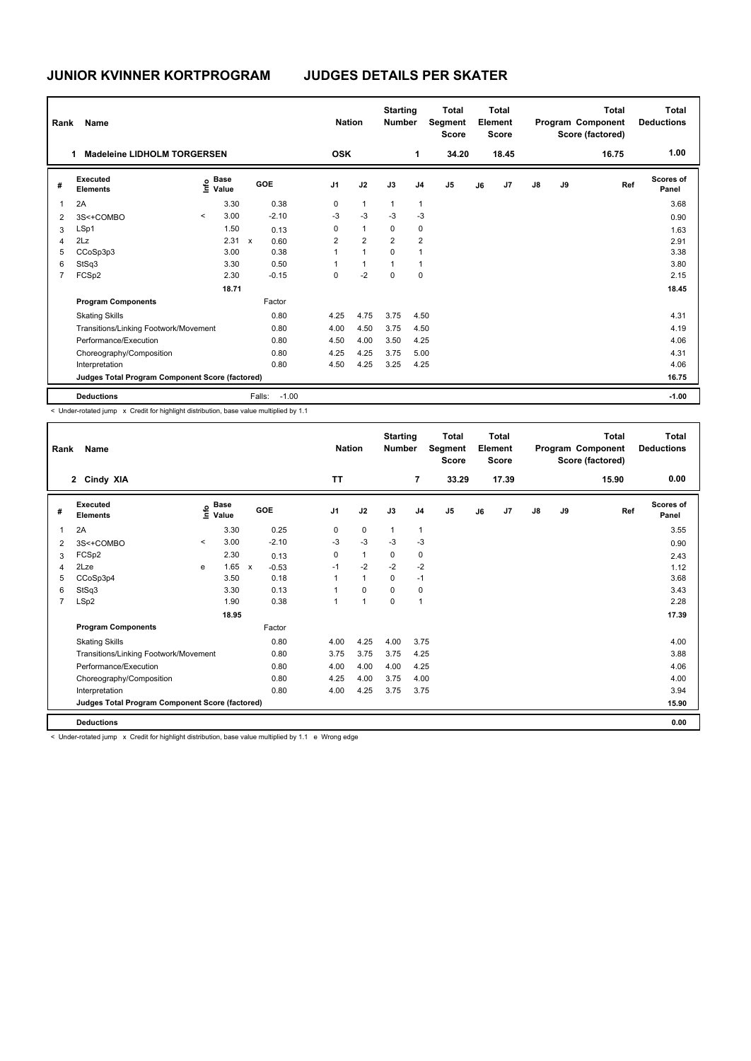# JUNIOR KVINNER KORTPROGRAM — JUDGES DETAILS PER SKATER

| Rank | Name | Nation | Starting Number | Total Segment Score | Total Element Score | Total Program Component Score (factored) | Total Deductions |
|---|---|---|---|---|---|---|---|
| 1 | Madeleine LIDHOLM TORGERSEN | OSK | 1 | 34.20 | 18.45 | 16.75 | 1.00 |

| # | Executed Elements | Info | Base Value | | GOE | J1 | J2 | J3 | J4 | J5 | J6 | J7 | J8 | J9 | Ref | Scores of Panel |
|---|---|---|---|---|---|---|---|---|---|---|---|---|---|---|---|---|
| 1 | 2A | | 3.30 | | 0.38 | 0 | 1 | 1 | 1 | | | | | | | 3.68 |
| 2 | 3S<+COMBO | < | 3.00 | | -2.10 | -3 | -3 | -3 | -3 | | | | | | | 0.90 |
| 3 | LSp1 | | 1.50 | | 0.13 | 0 | 1 | 0 | 0 | | | | | | | 1.63 |
| 4 | 2Lz | | 2.31 | x | 0.60 | 2 | 2 | 2 | 2 | | | | | | | 2.91 |
| 5 | CCoSp3p3 | | 3.00 | | 0.38 | 1 | 1 | 0 | 1 | | | | | | | 3.38 |
| 6 | StSq3 | | 3.30 | | 0.50 | 1 | 1 | 1 | 1 | | | | | | | 3.80 |
| 7 | FCSp2 | | 2.30 | | -0.15 | 0 | -2 | 0 | 0 | | | | | | | 2.15 |
| | | | 18.71 | | | | | | | | | | | | | 18.45 |
| | **Program Components** | | | | Factor | | | | | | | | | | | |
| | Skating Skills | | | | 0.80 | 4.25 | 4.75 | 3.75 | 4.50 | | | | | | | 4.31 |
| | Transitions/Linking Footwork/Movement | | | | 0.80 | 4.00 | 4.50 | 3.75 | 4.50 | | | | | | | 4.19 |
| | Performance/Execution | | | | 0.80 | 4.50 | 4.00 | 3.50 | 4.25 | | | | | | | 4.06 |
| | Choreography/Composition | | | | 0.80 | 4.25 | 4.25 | 3.75 | 5.00 | | | | | | | 4.31 |
| | Interpretation | | | | 0.80 | 4.50 | 4.25 | 3.25 | 4.25 | | | | | | | 4.06 |
| | **Judges Total Program Component Score (factored)** | | | | | | | | | | | | | | | 16.75 |
| | **Deductions** | | | | Falls: -1.00 | | | | | | | | | | | -1.00 |

< Under-rotated jump x Credit for highlight distribution, base value multiplied by 1.1

| Rank | Name | Nation | Starting Number | Total Segment Score | Total Element Score | Total Program Component Score (factored) | Total Deductions |
|---|---|---|---|---|---|---|---|
| 2 | Cindy XIA | TT | 7 | 33.29 | 17.39 | 15.90 | 0.00 |

| # | Executed Elements | Info | Base Value | | GOE | J1 | J2 | J3 | J4 | J5 | J6 | J7 | J8 | J9 | Ref | Scores of Panel |
|---|---|---|---|---|---|---|---|---|---|---|---|---|---|---|---|---|
| 1 | 2A | | 3.30 | | 0.25 | 0 | 0 | 1 | 1 | | | | | | | 3.55 |
| 2 | 3S<+COMBO | < | 3.00 | | -2.10 | -3 | -3 | -3 | -3 | | | | | | | 0.90 |
| 3 | FCSp2 | | 2.30 | | 0.13 | 0 | 1 | 0 | 0 | | | | | | | 2.43 |
| 4 | 2Lze | e | 1.65 | x | -0.53 | -1 | -2 | -2 | -2 | | | | | | | 1.12 |
| 5 | CCoSp3p4 | | 3.50 | | 0.18 | 1 | 1 | 0 | -1 | | | | | | | 3.68 |
| 6 | StSq3 | | 3.30 | | 0.13 | 1 | 0 | 0 | 0 | | | | | | | 3.43 |
| 7 | LSp2 | | 1.90 | | 0.38 | 1 | 1 | 0 | 1 | | | | | | | 2.28 |
| | | | 18.95 | | | | | | | | | | | | | 17.39 |
| | **Program Components** | | | | Factor | | | | | | | | | | | |
| | Skating Skills | | | | 0.80 | 4.00 | 4.25 | 4.00 | 3.75 | | | | | | | 4.00 |
| | Transitions/Linking Footwork/Movement | | | | 0.80 | 3.75 | 3.75 | 3.75 | 4.25 | | | | | | | 3.88 |
| | Performance/Execution | | | | 0.80 | 4.00 | 4.00 | 4.00 | 4.25 | | | | | | | 4.06 |
| | Choreography/Composition | | | | 0.80 | 4.25 | 4.00 | 3.75 | 4.00 | | | | | | | 4.00 |
| | Interpretation | | | | 0.80 | 4.00 | 4.25 | 3.75 | 3.75 | | | | | | | 3.94 |
| | **Judges Total Program Component Score (factored)** | | | | | | | | | | | | | | | 15.90 |
| | **Deductions** | | | | | | | | | | | | | | | 0.00 |

< Under-rotated jump x Credit for highlight distribution, base value multiplied by 1.1 e Wrong edge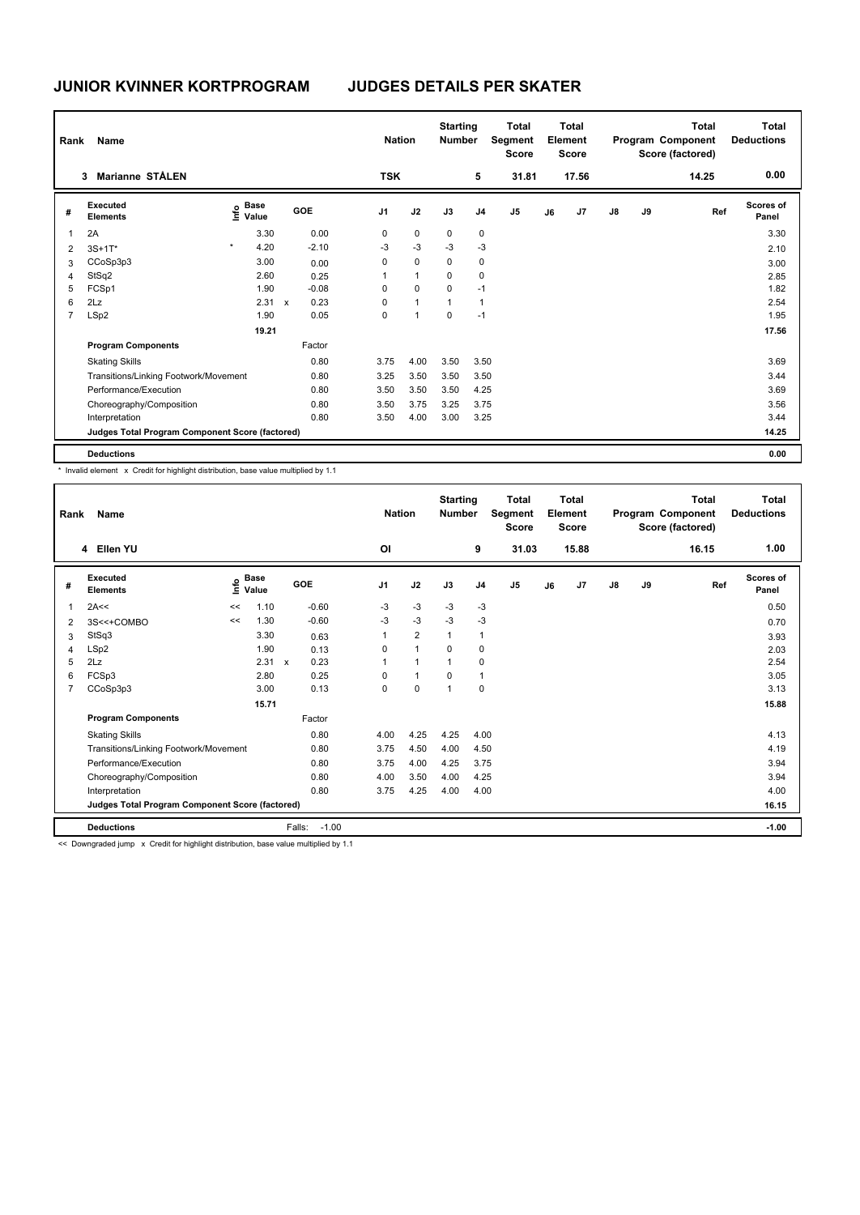# JUNIOR KVINNER KORTPROGRAM — JUDGES DETAILS PER SKATER

| Rank | Name | Nation | Starting Number | Total Segment Score | Total Element Score | Total Program Component Score (factored) | Total Deductions |
|---|---|---|---|---|---|---|---|
| 3 | Marianne STÅLEN | TSK | 5 | 31.81 | 17.56 | 14.25 | 0.00 |

| # | Executed Elements | Info | Base Value | | GOE | J1 | J2 | J3 | J4 | J5 | J6 | J7 | J8 | J9 | Ref | Scores of Panel |
|---|---|---|---|---|---|---|---|---|---|---|---|---|---|---|---|---|
| 1 | 2A | | 3.30 | | 0.00 | 0 | 0 | 0 | 0 | | | | | | | 3.30 |
| 2 | 3S+1T* | * | 4.20 | | -2.10 | -3 | -3 | -3 | -3 | | | | | | | 2.10 |
| 3 | CCoSp3p3 | | 3.00 | | 0.00 | 0 | 0 | 0 | 0 | | | | | | | 3.00 |
| 4 | StSq2 | | 2.60 | | 0.25 | 1 | 1 | 0 | 0 | | | | | | | 2.85 |
| 5 | FCSp1 | | 1.90 | | -0.08 | 0 | 0 | 0 | -1 | | | | | | | 1.82 |
| 6 | 2Lz | | 2.31 | x | 0.23 | 0 | 1 | 1 | 1 | | | | | | | 2.54 |
| 7 | LSp2 | | 1.90 | | 0.05 | 0 | 1 | 0 | -1 | | | | | | | 1.95 |
| | | | 19.21 | | | | | | | | | | | | | 17.56 |
| | **Program Components** | | | | Factor | | | | | | | | | | | |
| | Skating Skills | | | | 0.80 | 3.75 | 4.00 | 3.50 | 3.50 | | | | | | | 3.69 |
| | Transitions/Linking Footwork/Movement | | | | 0.80 | 3.25 | 3.50 | 3.50 | 3.50 | | | | | | | 3.44 |
| | Performance/Execution | | | | 0.80 | 3.50 | 3.50 | 3.50 | 4.25 | | | | | | | 3.69 |
| | Choreography/Composition | | | | 0.80 | 3.50 | 3.75 | 3.25 | 3.75 | | | | | | | 3.56 |
| | Interpretation | | | | 0.80 | 3.50 | 4.00 | 3.00 | 3.25 | | | | | | | 3.44 |
| | **Judges Total Program Component Score (factored)** | | | | | | | | | | | | | | | 14.25 |
| | **Deductions** | | | | | | | | | | | | | | | 0.00 |

\* Invalid element x Credit for highlight distribution, base value multiplied by 1.1

| Rank | Name | Nation | Starting Number | Total Segment Score | Total Element Score | Total Program Component Score (factored) | Total Deductions |
|---|---|---|---|---|---|---|---|
| 4 | Ellen YU | OI | 9 | 31.03 | 15.88 | 16.15 | 1.00 |

| # | Executed Elements | Info | Base Value | | GOE | J1 | J2 | J3 | J4 | J5 | J6 | J7 | J8 | J9 | Ref | Scores of Panel |
|---|---|---|---|---|---|---|---|---|---|---|---|---|---|---|---|---|
| 1 | 2A<< | << | 1.10 | | -0.60 | -3 | -3 | -3 | -3 | | | | | | | 0.50 |
| 2 | 3S<<+COMBO | << | 1.30 | | -0.60 | -3 | -3 | -3 | -3 | | | | | | | 0.70 |
| 3 | StSq3 | | 3.30 | | 0.63 | 1 | 2 | 1 | 1 | | | | | | | 3.93 |
| 4 | LSp2 | | 1.90 | | 0.13 | 0 | 1 | 0 | 0 | | | | | | | 2.03 |
| 5 | 2Lz | | 2.31 | x | 0.23 | 1 | 1 | 1 | 0 | | | | | | | 2.54 |
| 6 | FCSp3 | | 2.80 | | 0.25 | 0 | 1 | 0 | 1 | | | | | | | 3.05 |
| 7 | CCoSp3p3 | | 3.00 | | 0.13 | 0 | 0 | 1 | 0 | | | | | | | 3.13 |
| | | | 15.71 | | | | | | | | | | | | | 15.88 |
| | **Program Components** | | | | Factor | | | | | | | | | | | |
| | Skating Skills | | | | 0.80 | 4.00 | 4.25 | 4.25 | 4.00 | | | | | | | 4.13 |
| | Transitions/Linking Footwork/Movement | | | | 0.80 | 3.75 | 4.50 | 4.00 | 4.50 | | | | | | | 4.19 |
| | Performance/Execution | | | | 0.80 | 3.75 | 4.00 | 4.25 | 3.75 | | | | | | | 3.94 |
| | Choreography/Composition | | | | 0.80 | 4.00 | 3.50 | 4.00 | 4.25 | | | | | | | 3.94 |
| | Interpretation | | | | 0.80 | 3.75 | 4.25 | 4.00 | 4.00 | | | | | | | 4.00 |
| | **Judges Total Program Component Score (factored)** | | | | | | | | | | | | | | | 16.15 |
| | **Deductions** | | | Falls: | -1.00 | | | | | | | | | | | -1.00 |

<< Downgraded jump x Credit for highlight distribution, base value multiplied by 1.1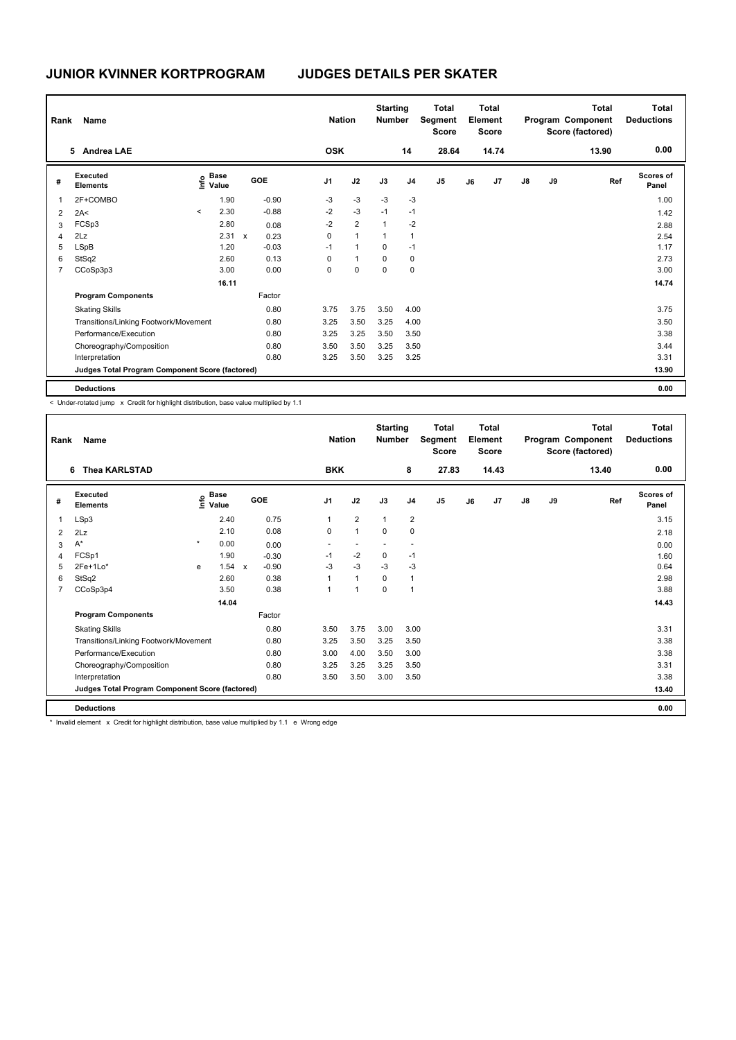# JUNIOR KVINNER KORTPROGRAM JUDGES DETAILS PER SKATER

| Rank | Name | Nation | Starting Number | Total Segment Score | Total Element Score | Total Program Component Score (factored) | Total Deductions |
|---|---|---|---|---|---|---|---|
| 5 | Andrea LAE | OSK | 14 | 28.64 | 14.74 | 13.90 | 0.00 |

| # | Executed Elements | Info | Base Value | | GOE | J1 | J2 | J3 | J4 | J5 | J6 | J7 | J8 | J9 | Ref | Scores of Panel |
|---|---|---|---|---|---|---|---|---|---|---|---|---|---|---|---|---|
| 1 | 2F+COMBO | | 1.90 | | -0.90 | -3 | -3 | -3 | -3 | | | | | | | 1.00 |
| 2 | 2A< | < | 2.30 | | -0.88 | -2 | -3 | -1 | -1 | | | | | | | 1.42 |
| 3 | FCSp3 | | 2.80 | | 0.08 | -2 | 2 | 1 | -2 | | | | | | | 2.88 |
| 4 | 2Lz | | 2.31 | x | 0.23 | 0 | 1 | 1 | 1 | | | | | | | 2.54 |
| 5 | LSpB | | 1.20 | | -0.03 | -1 | 1 | 0 | -1 | | | | | | | 1.17 |
| 6 | StSq2 | | 2.60 | | 0.13 | 0 | 1 | 0 | 0 | | | | | | | 2.73 |
| 7 | CCoSp3p3 | | 3.00 | | 0.00 | 0 | 0 | 0 | 0 | | | | | | | 3.00 |
| | | | 16.11 | | | | | | | | | | | | | 14.74 |
| | **Program Components** | | | | Factor | | | | | | | | | | | |
| | Skating Skills | | | | 0.80 | 3.75 | 3.75 | 3.50 | 4.00 | | | | | | | 3.75 |
| | Transitions/Linking Footwork/Movement | | | | 0.80 | 3.25 | 3.50 | 3.25 | 4.00 | | | | | | | 3.50 |
| | Performance/Execution | | | | 0.80 | 3.25 | 3.25 | 3.50 | 3.50 | | | | | | | 3.38 |
| | Choreography/Composition | | | | 0.80 | 3.50 | 3.50 | 3.25 | 3.50 | | | | | | | 3.44 |
| | Interpretation | | | | 0.80 | 3.25 | 3.50 | 3.25 | 3.25 | | | | | | | 3.31 |
| | **Judges Total Program Component Score (factored)** | | | | | | | | | | | | | | | 13.90 |
| | **Deductions** | | | | | | | | | | | | | | | 0.00 |

< Under-rotated jump x Credit for highlight distribution, base value multiplied by 1.1

| Rank | Name | Nation | Starting Number | Total Segment Score | Total Element Score | Total Program Component Score (factored) | Total Deductions |
|---|---|---|---|---|---|---|---|
| 6 | Thea KARLSTAD | BKK | 8 | 27.83 | 14.43 | 13.40 | 0.00 |

| # | Executed Elements | Info | Base Value | | GOE | J1 | J2 | J3 | J4 | J5 | J6 | J7 | J8 | J9 | Ref | Scores of Panel |
|---|---|---|---|---|---|---|---|---|---|---|---|---|---|---|---|---|
| 1 | LSp3 | | 2.40 | | 0.75 | 1 | 2 | 1 | 2 | | | | | | | 3.15 |
| 2 | 2Lz | | 2.10 | | 0.08 | 0 | 1 | 0 | 0 | | | | | | | 2.18 |
| 3 | A* | * | 0.00 | | 0.00 | - | - | - | - | | | | | | | 0.00 |
| 4 | FCSp1 | | 1.90 | | -0.30 | -1 | -2 | 0 | -1 | | | | | | | 1.60 |
| 5 | 2Fe+1Lo* | e | 1.54 | x | -0.90 | -3 | -3 | -3 | -3 | | | | | | | 0.64 |
| 6 | StSq2 | | 2.60 | | 0.38 | 1 | 1 | 0 | 1 | | | | | | | 2.98 |
| 7 | CCoSp3p4 | | 3.50 | | 0.38 | 1 | 1 | 0 | 1 | | | | | | | 3.88 |
| | | | 14.04 | | | | | | | | | | | | | 14.43 |
| | **Program Components** | | | | Factor | | | | | | | | | | | |
| | Skating Skills | | | | 0.80 | 3.50 | 3.75 | 3.00 | 3.00 | | | | | | | 3.31 |
| | Transitions/Linking Footwork/Movement | | | | 0.80 | 3.25 | 3.50 | 3.25 | 3.50 | | | | | | | 3.38 |
| | Performance/Execution | | | | 0.80 | 3.00 | 4.00 | 3.50 | 3.00 | | | | | | | 3.38 |
| | Choreography/Composition | | | | 0.80 | 3.25 | 3.25 | 3.25 | 3.50 | | | | | | | 3.31 |
| | Interpretation | | | | 0.80 | 3.50 | 3.50 | 3.00 | 3.50 | | | | | | | 3.38 |
| | **Judges Total Program Component Score (factored)** | | | | | | | | | | | | | | | 13.40 |
| | **Deductions** | | | | | | | | | | | | | | | 0.00 |

* Invalid element x Credit for highlight distribution, base value multiplied by 1.1 e Wrong edge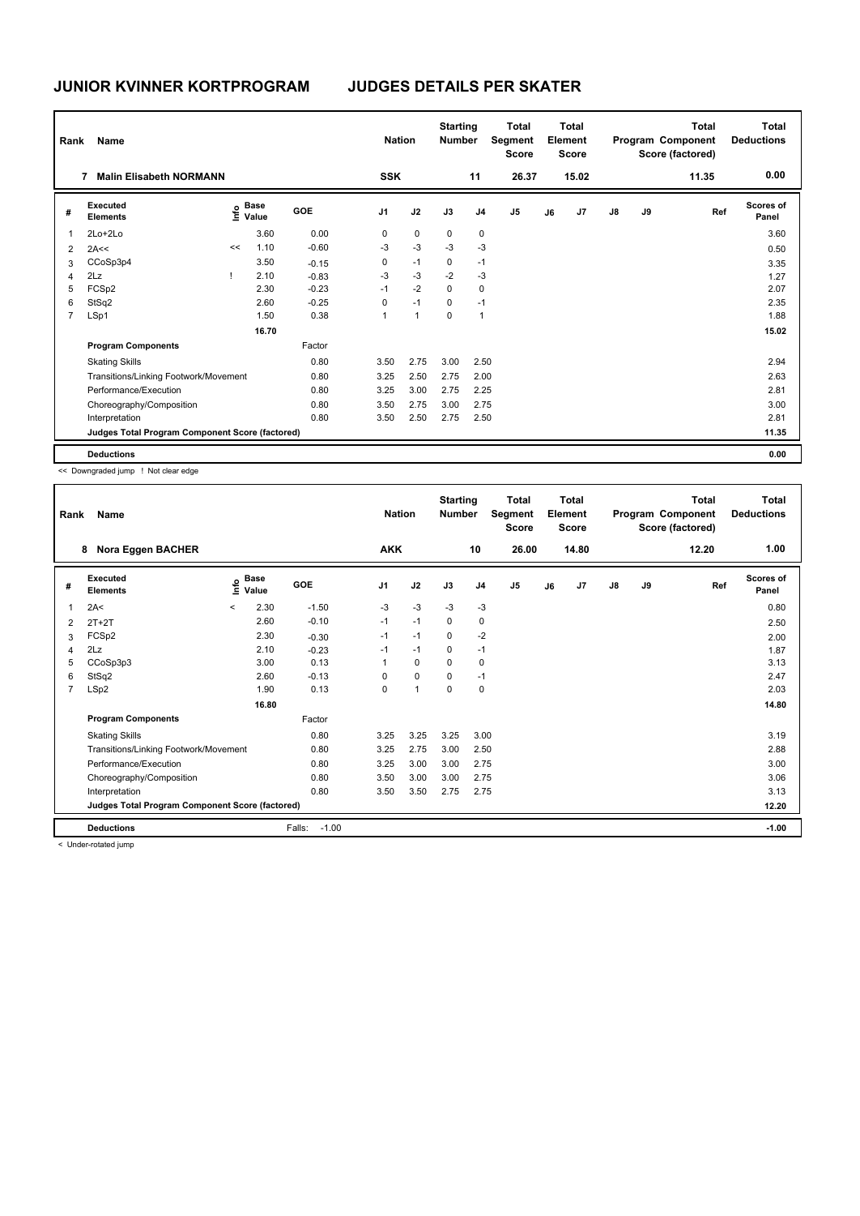# JUNIOR KVINNER KORTPROGRAM — JUDGES DETAILS PER SKATER

| Rank | Name | Nation | Starting Number | Total Segment Score | Total Element Score | Total Program Component Score (factored) | Total Deductions |
|---|---|---|---|---|---|---|---|
| 7 | Malin Elisabeth NORMANN | SSK | 11 | 26.37 | 15.02 | 11.35 | 0.00 |

| # | Executed Elements | Info | Base Value | GOE | J1 | J2 | J3 | J4 | J5 | J6 | J7 | J8 | J9 | Ref | Scores of Panel |
|---|---|---|---|---|---|---|---|---|---|---|---|---|---|---|---|
| 1 | 2Lo+2Lo | | 3.60 | 0.00 | 0 | 0 | 0 | 0 | | | | | | | 3.60 |
| 2 | 2A<< | << | 1.10 | -0.60 | -3 | -3 | -3 | -3 | | | | | | | 0.50 |
| 3 | CCoSp3p4 | | 3.50 | -0.15 | 0 | -1 | 0 | -1 | | | | | | | 3.35 |
| 4 | 2Lz | ! | 2.10 | -0.83 | -3 | -3 | -2 | -3 | | | | | | | 1.27 |
| 5 | FCSp2 | | 2.30 | -0.23 | -1 | -2 | 0 | 0 | | | | | | | 2.07 |
| 6 | StSq2 | | 2.60 | -0.25 | 0 | -1 | 0 | -1 | | | | | | | 2.35 |
| 7 | LSp1 | | 1.50 | 0.38 | 1 | 1 | 0 | 1 | | | | | | | 1.88 |
| | | | 16.70 | | | | | | | | | | | | 15.02 |
| | **Program Components** | | | Factor | | | | | | | | | | | |
| | Skating Skills | | | 0.80 | 3.50 | 2.75 | 3.00 | 2.50 | | | | | | | 2.94 |
| | Transitions/Linking Footwork/Movement | | | 0.80 | 3.25 | 2.50 | 2.75 | 2.00 | | | | | | | 2.63 |
| | Performance/Execution | | | 0.80 | 3.25 | 3.00 | 2.75 | 2.25 | | | | | | | 2.81 |
| | Choreography/Composition | | | 0.80 | 3.50 | 2.75 | 3.00 | 2.75 | | | | | | | 3.00 |
| | Interpretation | | | 0.80 | 3.50 | 2.50 | 2.75 | 2.50 | | | | | | | 2.81 |
| | **Judges Total Program Component Score (factored)** | | | | | | | | | | | | | | 11.35 |
| | **Deductions** | | | | | | | | | | | | | | 0.00 |

<< Downgraded jump ! Not clear edge

| Rank | Name | Nation | Starting Number | Total Segment Score | Total Element Score | Total Program Component Score (factored) | Total Deductions |
|---|---|---|---|---|---|---|---|
| 8 | Nora Eggen BACHER | AKK | 10 | 26.00 | 14.80 | 12.20 | 1.00 |

| # | Executed Elements | Info | Base Value | GOE | J1 | J2 | J3 | J4 | J5 | J6 | J7 | J8 | J9 | Ref | Scores of Panel |
|---|---|---|---|---|---|---|---|---|---|---|---|---|---|---|---|
| 1 | 2A< | < | 2.30 | -1.50 | -3 | -3 | -3 | -3 | | | | | | | 0.80 |
| 2 | 2T+2T | | 2.60 | -0.10 | -1 | -1 | 0 | 0 | | | | | | | 2.50 |
| 3 | FCSp2 | | 2.30 | -0.30 | -1 | -1 | 0 | -2 | | | | | | | 2.00 |
| 4 | 2Lz | | 2.10 | -0.23 | -1 | -1 | 0 | -1 | | | | | | | 1.87 |
| 5 | CCoSp3p3 | | 3.00 | 0.13 | 1 | 0 | 0 | 0 | | | | | | | 3.13 |
| 6 | StSq2 | | 2.60 | -0.13 | 0 | 0 | 0 | -1 | | | | | | | 2.47 |
| 7 | LSp2 | | 1.90 | 0.13 | 0 | 1 | 0 | 0 | | | | | | | 2.03 |
| | | | 16.80 | | | | | | | | | | | | 14.80 |
| | **Program Components** | | | Factor | | | | | | | | | | | |
| | Skating Skills | | | 0.80 | 3.25 | 3.25 | 3.25 | 3.00 | | | | | | | 3.19 |
| | Transitions/Linking Footwork/Movement | | | 0.80 | 3.25 | 2.75 | 3.00 | 2.50 | | | | | | | 2.88 |
| | Performance/Execution | | | 0.80 | 3.25 | 3.00 | 3.00 | 2.75 | | | | | | | 3.00 |
| | Choreography/Composition | | | 0.80 | 3.50 | 3.00 | 3.00 | 2.75 | | | | | | | 3.06 |
| | Interpretation | | | 0.80 | 3.50 | 3.50 | 2.75 | 2.75 | | | | | | | 3.13 |
| | **Judges Total Program Component Score (factored)** | | | | | | | | | | | | | | 12.20 |
| | **Deductions** | | | Falls: -1.00 | | | | | | | | | | | -1.00 |

< Under-rotated jump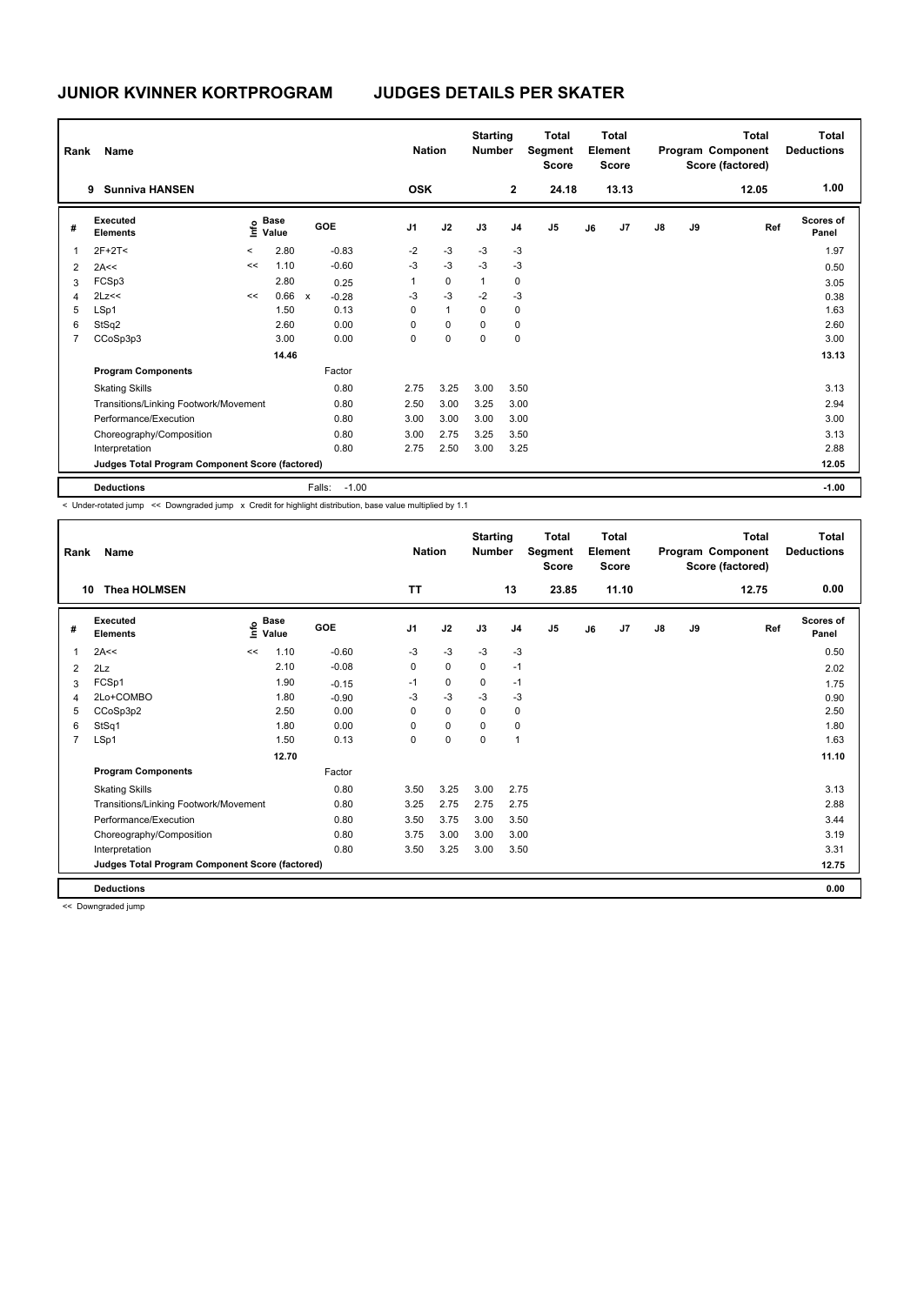# JUNIOR KVINNER KORTPROGRAM — JUDGES DETAILS PER SKATER

| Rank | Name | Nation | Starting Number | Total Segment Score | Total Element Score | Total Program Component Score (factored) | Total Deductions |
|---|---|---|---|---|---|---|---|
| 9 | Sunniva HANSEN | OSK | 2 | 24.18 | 13.13 | 12.05 | 1.00 |

| # | Executed Elements | Info | Base Value | | GOE | J1 | J2 | J3 | J4 | J5 | J6 | J7 | J8 | J9 | Ref | Scores of Panel |
|---|---|---|---|---|---|---|---|---|---|---|---|---|---|---|---|---|
| 1 | 2F+2T< | < | 2.80 | | -0.83 | -2 | -3 | -3 | -3 | | | | | | | 1.97 |
| 2 | 2A<< | << | 1.10 | | -0.60 | -3 | -3 | -3 | -3 | | | | | | | 0.50 |
| 3 | FCSp3 | | 2.80 | | 0.25 | 1 | 0 | 1 | 0 | | | | | | | 3.05 |
| 4 | 2Lz<< | << | 0.66 | x | -0.28 | -3 | -3 | -2 | -3 | | | | | | | 0.38 |
| 5 | LSp1 | | 1.50 | | 0.13 | 0 | 1 | 0 | 0 | | | | | | | 1.63 |
| 6 | StSq2 | | 2.60 | | 0.00 | 0 | 0 | 0 | 0 | | | | | | | 2.60 |
| 7 | CCoSp3p3 | | 3.00 | | 0.00 | 0 | 0 | 0 | 0 | | | | | | | 3.00 |
| | | | 14.46 | | | | | | | | | | | | | 13.13 |

| Program Components | Factor | J1 | J2 | J3 | J4 | J5 | J6 | J7 | J8 | J9 | Scores of Panel |
|---|---|---|---|---|---|---|---|---|---|---|---|
| Skating Skills | 0.80 | 2.75 | 3.25 | 3.00 | 3.50 | | | | | | 3.13 |
| Transitions/Linking Footwork/Movement | 0.80 | 2.50 | 3.00 | 3.25 | 3.00 | | | | | | 2.94 |
| Performance/Execution | 0.80 | 3.00 | 3.00 | 3.00 | 3.00 | | | | | | 3.00 |
| Choreography/Composition | 0.80 | 3.00 | 2.75 | 3.25 | 3.50 | | | | | | 3.13 |
| Interpretation | 0.80 | 2.75 | 2.50 | 3.00 | 3.25 | | | | | | 2.88 |
| Judges Total Program Component Score (factored) | | | | | | | | | | | 12.05 |

| Deductions | Falls: | -1.00 | -1.00 |
|---|---|---|---|

< Under-rotated jump << Downgraded jump x Credit for highlight distribution, base value multiplied by 1.1

| Rank | Name | Nation | Starting Number | Total Segment Score | Total Element Score | Total Program Component Score (factored) | Total Deductions |
|---|---|---|---|---|---|---|---|
| 10 | Thea HOLMSEN | TT | 13 | 23.85 | 11.10 | 12.75 | 0.00 |

| # | Executed Elements | Info | Base Value | GOE | J1 | J2 | J3 | J4 | J5 | J6 | J7 | J8 | J9 | Ref | Scores of Panel |
|---|---|---|---|---|---|---|---|---|---|---|---|---|---|---|---|
| 1 | 2A<< | << | 1.10 | -0.60 | -3 | -3 | -3 | -3 | | | | | | | 0.50 |
| 2 | 2Lz | | 2.10 | -0.08 | 0 | 0 | 0 | -1 | | | | | | | 2.02 |
| 3 | FCSp1 | | 1.90 | -0.15 | -1 | 0 | 0 | -1 | | | | | | | 1.75 |
| 4 | 2Lo+COMBO | | 1.80 | -0.90 | -3 | -3 | -3 | -3 | | | | | | | 0.90 |
| 5 | CCoSp3p2 | | 2.50 | 0.00 | 0 | 0 | 0 | 0 | | | | | | | 2.50 |
| 6 | StSq1 | | 1.80 | 0.00 | 0 | 0 | 0 | 0 | | | | | | | 1.80 |
| 7 | LSp1 | | 1.50 | 0.13 | 0 | 0 | 0 | 1 | | | | | | | 1.63 |
| | | | 12.70 | | | | | | | | | | | | 11.10 |

| Program Components | Factor | J1 | J2 | J3 | J4 | J5 | J6 | J7 | J8 | J9 | Scores of Panel |
|---|---|---|---|---|---|---|---|---|---|---|---|
| Skating Skills | 0.80 | 3.50 | 3.25 | 3.00 | 2.75 | | | | | | 3.13 |
| Transitions/Linking Footwork/Movement | 0.80 | 3.25 | 2.75 | 2.75 | 2.75 | | | | | | 2.88 |
| Performance/Execution | 0.80 | 3.50 | 3.75 | 3.00 | 3.50 | | | | | | 3.44 |
| Choreography/Composition | 0.80 | 3.75 | 3.00 | 3.00 | 3.00 | | | | | | 3.19 |
| Interpretation | 0.80 | 3.50 | 3.25 | 3.00 | 3.50 | | | | | | 3.31 |
| Judges Total Program Component Score (factored) | | | | | | | | | | | 12.75 |

| Deductions | 0.00 |
|---|---|

<< Downgraded jump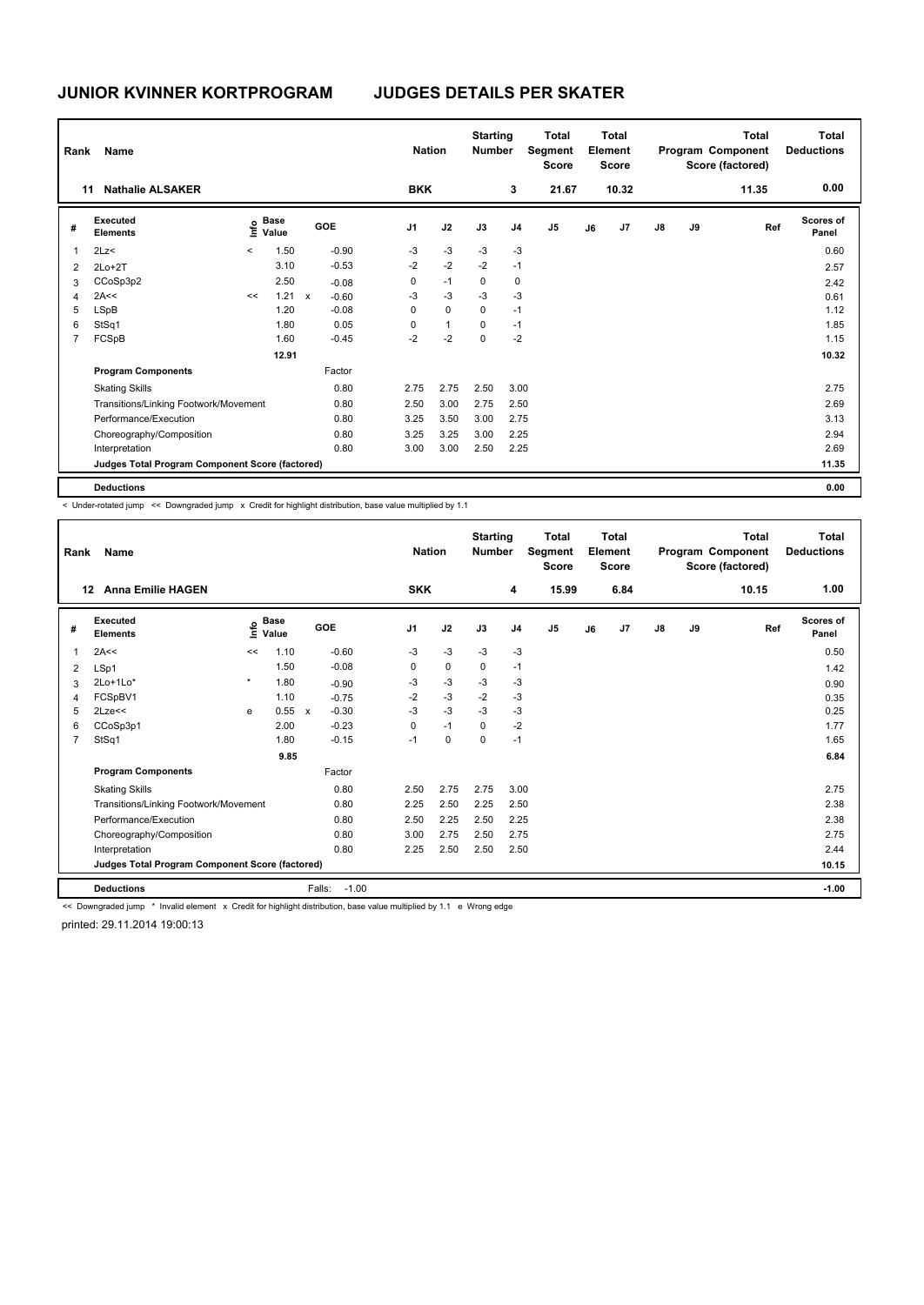# JUNIOR KVINNER KORTPROGRAM JUDGES DETAILS PER SKATER

| Rank | Name | Nation | Starting Number | Total Segment Score | Total Element Score | Total Program Component Score (factored) | Total Deductions |
|---|---|---|---|---|---|---|---|
| 11 | Nathalie ALSAKER | BKK | 3 | 21.67 | 10.32 | 11.35 | 0.00 |

| # | Executed Elements | Info | Base Value | | GOE | J1 | J2 | J3 | J4 | J5 | J6 | J7 | J8 | J9 | Ref | Scores of Panel |
|---|---|---|---|---|---|---|---|---|---|---|---|---|---|---|---|---|
| 1 | 2Lz< | < | 1.50 | | -0.90 | -3 | -3 | -3 | -3 | | | | | | | 0.60 |
| 2 | 2Lo+2T | | 3.10 | | -0.53 | -2 | -2 | -2 | -1 | | | | | | | 2.57 |
| 3 | CCoSp3p2 | | 2.50 | | -0.08 | 0 | -1 | 0 | 0 | | | | | | | 2.42 |
| 4 | 2A<< | << | 1.21 | x | -0.60 | -3 | -3 | -3 | -3 | | | | | | | 0.61 |
| 5 | LSpB | | 1.20 | | -0.08 | 0 | 0 | 0 | -1 | | | | | | | 1.12 |
| 6 | StSq1 | | 1.80 | | 0.05 | 0 | 1 | 0 | -1 | | | | | | | 1.85 |
| 7 | FCSpB | | 1.60 | | -0.45 | -2 | -2 | 0 | -2 | | | | | | | 1.15 |
| | | | 12.91 | | | | | | | | | | | | | 10.32 |
| | Program Components | | | | Factor | | | | | | | | | | | |
| | Skating Skills | | | | 0.80 | 2.75 | 2.75 | 2.50 | 3.00 | | | | | | | 2.75 |
| | Transitions/Linking Footwork/Movement | | | | 0.80 | 2.50 | 3.00 | 2.75 | 2.50 | | | | | | | 2.69 |
| | Performance/Execution | | | | 0.80 | 3.25 | 3.50 | 3.00 | 2.75 | | | | | | | 3.13 |
| | Choreography/Composition | | | | 0.80 | 3.25 | 3.25 | 3.00 | 2.25 | | | | | | | 2.94 |
| | Interpretation | | | | 0.80 | 3.00 | 3.00 | 2.50 | 2.25 | | | | | | | 2.69 |
| | Judges Total Program Component Score (factored) | | | | | | | | | | | | | | | 11.35 |
| | Deductions | | | | | | | | | | | | | | | 0.00 |

< Under-rotated jump << Downgraded jump x Credit for highlight distribution, base value multiplied by 1.1

| Rank | Name | Nation | Starting Number | Total Segment Score | Total Element Score | Total Program Component Score (factored) | Total Deductions |
|---|---|---|---|---|---|---|---|
| 12 | Anna Emilie HAGEN | SKK | 4 | 15.99 | 6.84 | 10.15 | 1.00 |

| # | Executed Elements | Info | Base Value | | GOE | J1 | J2 | J3 | J4 | J5 | J6 | J7 | J8 | J9 | Ref | Scores of Panel |
|---|---|---|---|---|---|---|---|---|---|---|---|---|---|---|---|---|
| 1 | 2A<< | << | 1.10 | | -0.60 | -3 | -3 | -3 | -3 | | | | | | | 0.50 |
| 2 | LSp1 | | 1.50 | | -0.08 | 0 | 0 | 0 | -1 | | | | | | | 1.42 |
| 3 | 2Lo+1Lo* | * | 1.80 | | -0.90 | -3 | -3 | -3 | -3 | | | | | | | 0.90 |
| 4 | FCSpBV1 | | 1.10 | | -0.75 | -2 | -3 | -2 | -3 | | | | | | | 0.35 |
| 5 | 2Lze<< | e | 0.55 | x | -0.30 | -3 | -3 | -3 | -3 | | | | | | | 0.25 |
| 6 | CCoSp3p1 | | 2.00 | | -0.23 | 0 | -1 | 0 | -2 | | | | | | | 1.77 |
| 7 | StSq1 | | 1.80 | | -0.15 | -1 | 0 | 0 | -1 | | | | | | | 1.65 |
| | | | 9.85 | | | | | | | | | | | | | 6.84 |
| | Program Components | | | | Factor | | | | | | | | | | | |
| | Skating Skills | | | | 0.80 | 2.50 | 2.75 | 2.75 | 3.00 | | | | | | | 2.75 |
| | Transitions/Linking Footwork/Movement | | | | 0.80 | 2.25 | 2.50 | 2.25 | 2.50 | | | | | | | 2.38 |
| | Performance/Execution | | | | 0.80 | 2.50 | 2.25 | 2.50 | 2.25 | | | | | | | 2.38 |
| | Choreography/Composition | | | | 0.80 | 3.00 | 2.75 | 2.50 | 2.75 | | | | | | | 2.75 |
| | Interpretation | | | | 0.80 | 2.25 | 2.50 | 2.50 | 2.50 | | | | | | | 2.44 |
| | Judges Total Program Component Score (factored) | | | | | | | | | | | | | | | 10.15 |
| | Deductions | | | | Falls: -1.00 | | | | | | | | | | | -1.00 |

<< Downgraded jump * Invalid element x Credit for highlight distribution, base value multiplied by 1.1 e Wrong edge

printed: 29.11.2014 19:00:13